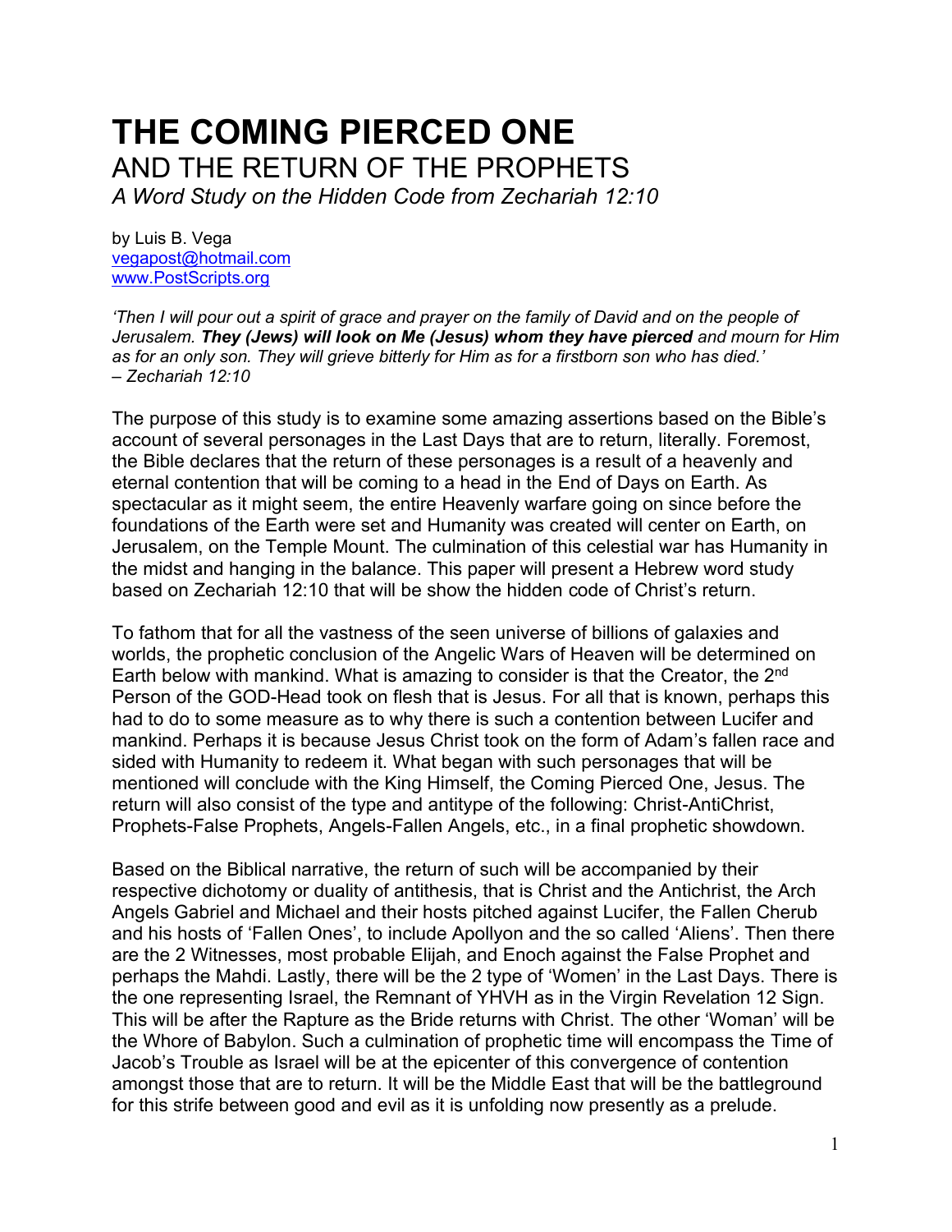# THE COMING PIERCED ONE

## AND THE RETURN OF THE PROPHETS

*A Word Study on the Hidden Code from Zechariah 12:10*

by Luis B. Vega
vegapost@hotmail.com
www.PostScripts.org

*'Then I will pour out a spirit of grace and prayer on the family of David and on the people of Jerusalem.* ***They (Jews) will look on Me (Jesus) whom they have pierced*** *and mourn for Him as for an only son. They will grieve bitterly for Him as for a firstborn son who has died.'*
*– Zechariah 12:10*

The purpose of this study is to examine some amazing assertions based on the Bible's account of several personages in the Last Days that are to return, literally. Foremost, the Bible declares that the return of these personages is a result of a heavenly and eternal contention that will be coming to a head in the End of Days on Earth. As spectacular as it might seem, the entire Heavenly warfare going on since before the foundations of the Earth were set and Humanity was created will center on Earth, on Jerusalem, on the Temple Mount. The culmination of this celestial war has Humanity in the midst and hanging in the balance. This paper will present a Hebrew word study based on Zechariah 12:10 that will be show the hidden code of Christ's return.

To fathom that for all the vastness of the seen universe of billions of galaxies and worlds, the prophetic conclusion of the Angelic Wars of Heaven will be determined on Earth below with mankind. What is amazing to consider is that the Creator, the 2nd Person of the GOD-Head took on flesh that is Jesus. For all that is known, perhaps this had to do to some measure as to why there is such a contention between Lucifer and mankind. Perhaps it is because Jesus Christ took on the form of Adam's fallen race and sided with Humanity to redeem it. What began with such personages that will be mentioned will conclude with the King Himself, the Coming Pierced One, Jesus. The return will also consist of the type and antitype of the following: Christ-AntiChrist, Prophets-False Prophets, Angels-Fallen Angels, etc., in a final prophetic showdown.

Based on the Biblical narrative, the return of such will be accompanied by their respective dichotomy or duality of antithesis, that is Christ and the Antichrist, the Arch Angels Gabriel and Michael and their hosts pitched against Lucifer, the Fallen Cherub and his hosts of 'Fallen Ones', to include Apollyon and the so called 'Aliens'. Then there are the 2 Witnesses, most probable Elijah, and Enoch against the False Prophet and perhaps the Mahdi. Lastly, there will be the 2 type of 'Women' in the Last Days. There is the one representing Israel, the Remnant of YHVH as in the Virgin Revelation 12 Sign. This will be after the Rapture as the Bride returns with Christ. The other 'Woman' will be the Whore of Babylon. Such a culmination of prophetic time will encompass the Time of Jacob's Trouble as Israel will be at the epicenter of this convergence of contention amongst those that are to return. It will be the Middle East that will be the battleground for this strife between good and evil as it is unfolding now presently as a prelude.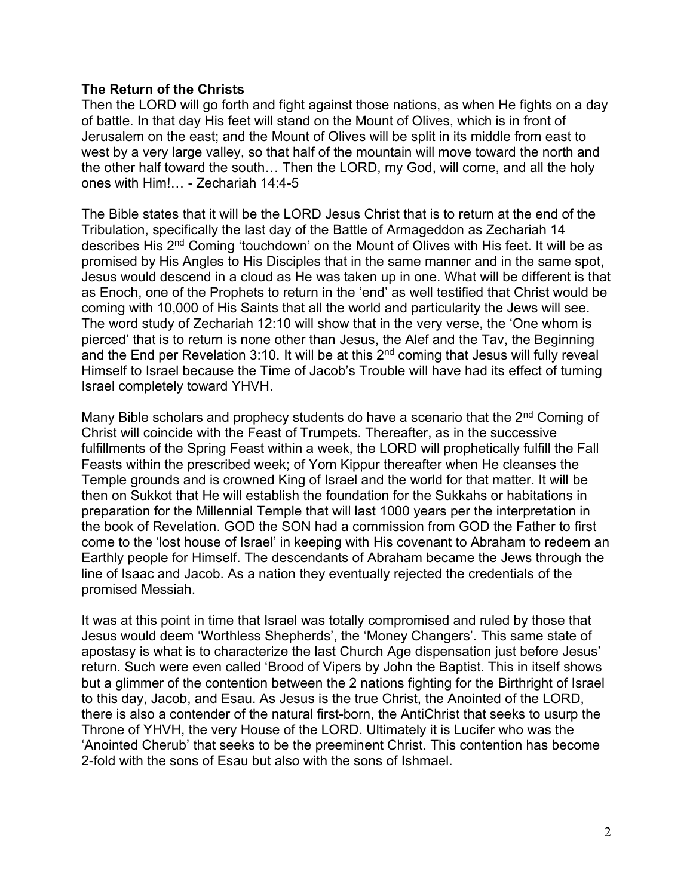**The Return of the Christs**

Then the LORD will go forth and fight against those nations, as when He fights on a day of battle. In that day His feet will stand on the Mount of Olives, which is in front of Jerusalem on the east; and the Mount of Olives will be split in its middle from east to west by a very large valley, so that half of the mountain will move toward the north and the other half toward the south… Then the LORD, my God, will come, and all the holy ones with Him!… - Zechariah 14:4-5

The Bible states that it will be the LORD Jesus Christ that is to return at the end of the Tribulation, specifically the last day of the Battle of Armageddon as Zechariah 14 describes His 2nd Coming 'touchdown' on the Mount of Olives with His feet. It will be as promised by His Angles to His Disciples that in the same manner and in the same spot, Jesus would descend in a cloud as He was taken up in one. What will be different is that as Enoch, one of the Prophets to return in the 'end' as well testified that Christ would be coming with 10,000 of His Saints that all the world and particularity the Jews will see. The word study of Zechariah 12:10 will show that in the very verse, the 'One whom is pierced' that is to return is none other than Jesus, the Alef and the Tav, the Beginning and the End per Revelation 3:10. It will be at this 2nd coming that Jesus will fully reveal Himself to Israel because the Time of Jacob's Trouble will have had its effect of turning Israel completely toward YHVH.

Many Bible scholars and prophecy students do have a scenario that the 2nd Coming of Christ will coincide with the Feast of Trumpets. Thereafter, as in the successive fulfillments of the Spring Feast within a week, the LORD will prophetically fulfill the Fall Feasts within the prescribed week; of Yom Kippur thereafter when He cleanses the Temple grounds and is crowned King of Israel and the world for that matter. It will be then on Sukkot that He will establish the foundation for the Sukkahs or habitations in preparation for the Millennial Temple that will last 1000 years per the interpretation in the book of Revelation. GOD the SON had a commission from GOD the Father to first come to the 'lost house of Israel' in keeping with His covenant to Abraham to redeem an Earthly people for Himself. The descendants of Abraham became the Jews through the line of Isaac and Jacob. As a nation they eventually rejected the credentials of the promised Messiah.

It was at this point in time that Israel was totally compromised and ruled by those that Jesus would deem 'Worthless Shepherds', the 'Money Changers'. This same state of apostasy is what is to characterize the last Church Age dispensation just before Jesus' return. Such were even called 'Brood of Vipers by John the Baptist. This in itself shows but a glimmer of the contention between the 2 nations fighting for the Birthright of Israel to this day, Jacob, and Esau. As Jesus is the true Christ, the Anointed of the LORD, there is also a contender of the natural first-born, the AntiChrist that seeks to usurp the Throne of YHVH, the very House of the LORD. Ultimately it is Lucifer who was the 'Anointed Cherub' that seeks to be the preeminent Christ. This contention has become 2-fold with the sons of Esau but also with the sons of Ishmael.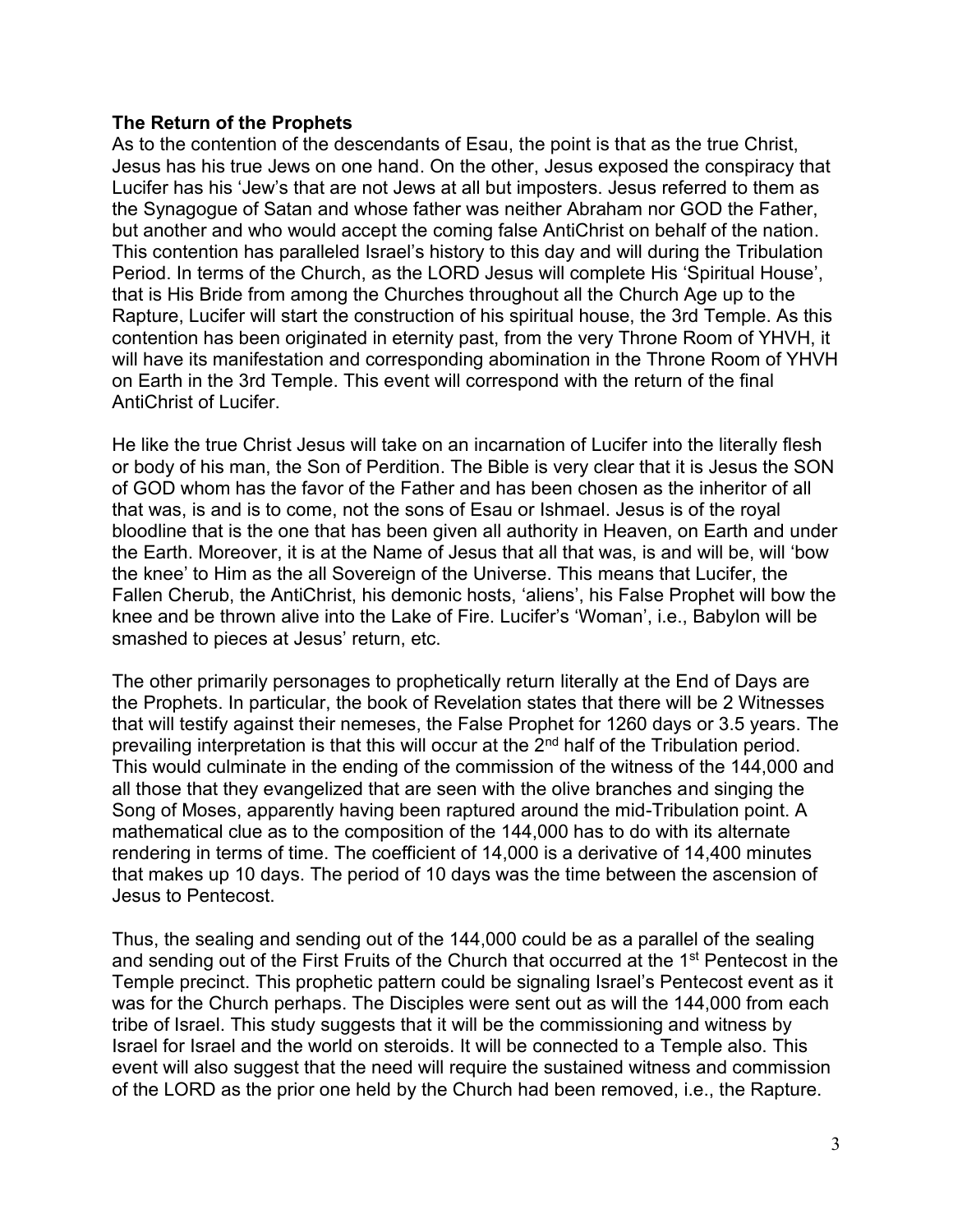**The Return of the Prophets**

As to the contention of the descendants of Esau, the point is that as the true Christ, Jesus has his true Jews on one hand. On the other, Jesus exposed the conspiracy that Lucifer has his 'Jew's that are not Jews at all but imposters. Jesus referred to them as the Synagogue of Satan and whose father was neither Abraham nor GOD the Father, but another and who would accept the coming false AntiChrist on behalf of the nation. This contention has paralleled Israel's history to this day and will during the Tribulation Period. In terms of the Church, as the LORD Jesus will complete His 'Spiritual House', that is His Bride from among the Churches throughout all the Church Age up to the Rapture, Lucifer will start the construction of his spiritual house, the 3rd Temple. As this contention has been originated in eternity past, from the very Throne Room of YHVH, it will have its manifestation and corresponding abomination in the Throne Room of YHVH on Earth in the 3rd Temple. This event will correspond with the return of the final AntiChrist of Lucifer.

He like the true Christ Jesus will take on an incarnation of Lucifer into the literally flesh or body of his man, the Son of Perdition. The Bible is very clear that it is Jesus the SON of GOD whom has the favor of the Father and has been chosen as the inheritor of all that was, is and is to come, not the sons of Esau or Ishmael. Jesus is of the royal bloodline that is the one that has been given all authority in Heaven, on Earth and under the Earth. Moreover, it is at the Name of Jesus that all that was, is and will be, will 'bow the knee' to Him as the all Sovereign of the Universe. This means that Lucifer, the Fallen Cherub, the AntiChrist, his demonic hosts, 'aliens', his False Prophet will bow the knee and be thrown alive into the Lake of Fire. Lucifer's 'Woman', i.e., Babylon will be smashed to pieces at Jesus' return, etc.

The other primarily personages to prophetically return literally at the End of Days are the Prophets. In particular, the book of Revelation states that there will be 2 Witnesses that will testify against their nemeses, the False Prophet for 1260 days or 3.5 years. The prevailing interpretation is that this will occur at the 2nd half of the Tribulation period. This would culminate in the ending of the commission of the witness of the 144,000 and all those that they evangelized that are seen with the olive branches and singing the Song of Moses, apparently having been raptured around the mid-Tribulation point. A mathematical clue as to the composition of the 144,000 has to do with its alternate rendering in terms of time. The coefficient of 14,000 is a derivative of 14,400 minutes that makes up 10 days. The period of 10 days was the time between the ascension of Jesus to Pentecost.

Thus, the sealing and sending out of the 144,000 could be as a parallel of the sealing and sending out of the First Fruits of the Church that occurred at the 1st Pentecost in the Temple precinct. This prophetic pattern could be signaling Israel's Pentecost event as it was for the Church perhaps. The Disciples were sent out as will the 144,000 from each tribe of Israel. This study suggests that it will be the commissioning and witness by Israel for Israel and the world on steroids. It will be connected to a Temple also. This event will also suggest that the need will require the sustained witness and commission of the LORD as the prior one held by the Church had been removed, i.e., the Rapture.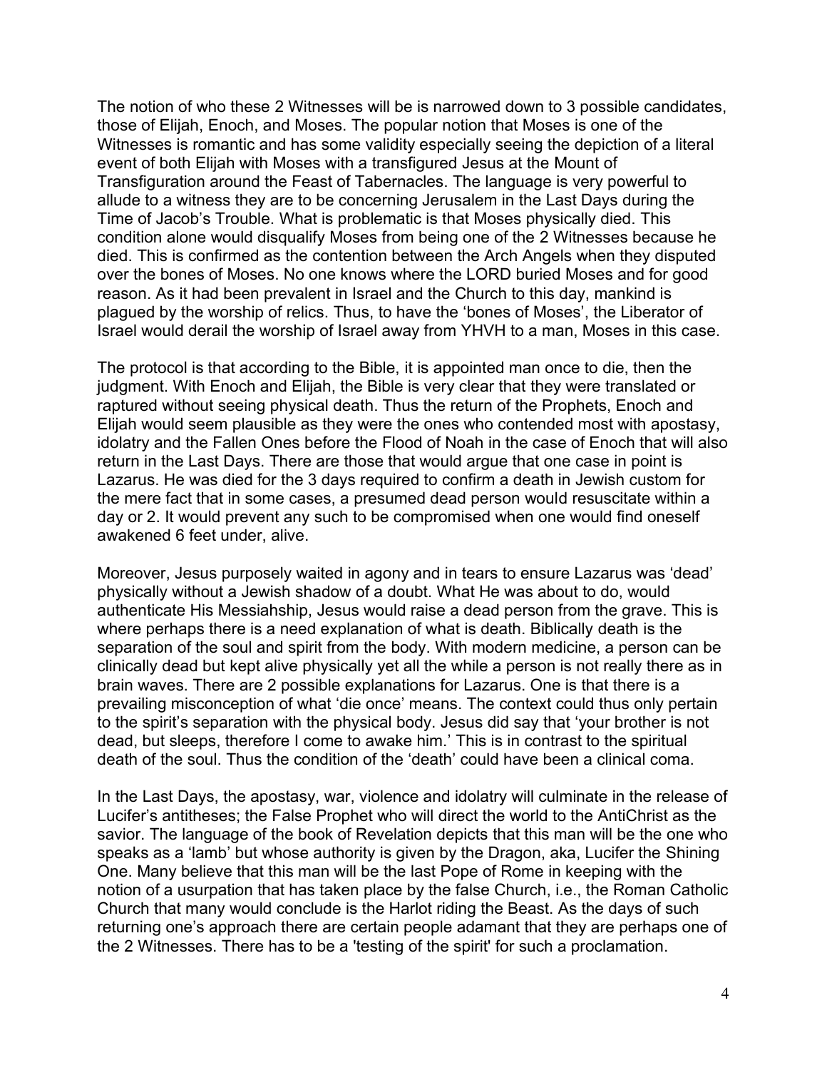The notion of who these 2 Witnesses will be is narrowed down to 3 possible candidates, those of Elijah, Enoch, and Moses. The popular notion that Moses is one of the Witnesses is romantic and has some validity especially seeing the depiction of a literal event of both Elijah with Moses with a transfigured Jesus at the Mount of Transfiguration around the Feast of Tabernacles. The language is very powerful to allude to a witness they are to be concerning Jerusalem in the Last Days during the Time of Jacob's Trouble. What is problematic is that Moses physically died. This condition alone would disqualify Moses from being one of the 2 Witnesses because he died. This is confirmed as the contention between the Arch Angels when they disputed over the bones of Moses. No one knows where the LORD buried Moses and for good reason. As it had been prevalent in Israel and the Church to this day, mankind is plagued by the worship of relics. Thus, to have the 'bones of Moses', the Liberator of Israel would derail the worship of Israel away from YHVH to a man, Moses in this case.

The protocol is that according to the Bible, it is appointed man once to die, then the judgment. With Enoch and Elijah, the Bible is very clear that they were translated or raptured without seeing physical death. Thus the return of the Prophets, Enoch and Elijah would seem plausible as they were the ones who contended most with apostasy, idolatry and the Fallen Ones before the Flood of Noah in the case of Enoch that will also return in the Last Days. There are those that would argue that one case in point is Lazarus. He was died for the 3 days required to confirm a death in Jewish custom for the mere fact that in some cases, a presumed dead person would resuscitate within a day or 2. It would prevent any such to be compromised when one would find oneself awakened 6 feet under, alive.

Moreover, Jesus purposely waited in agony and in tears to ensure Lazarus was 'dead' physically without a Jewish shadow of a doubt. What He was about to do, would authenticate His Messiahship, Jesus would raise a dead person from the grave. This is where perhaps there is a need explanation of what is death. Biblically death is the separation of the soul and spirit from the body. With modern medicine, a person can be clinically dead but kept alive physically yet all the while a person is not really there as in brain waves. There are 2 possible explanations for Lazarus. One is that there is a prevailing misconception of what 'die once' means. The context could thus only pertain to the spirit's separation with the physical body. Jesus did say that 'your brother is not dead, but sleeps, therefore I come to awake him.' This is in contrast to the spiritual death of the soul. Thus the condition of the 'death' could have been a clinical coma.

In the Last Days, the apostasy, war, violence and idolatry will culminate in the release of Lucifer's antitheses; the False Prophet who will direct the world to the AntiChrist as the savior. The language of the book of Revelation depicts that this man will be the one who speaks as a 'lamb' but whose authority is given by the Dragon, aka, Lucifer the Shining One. Many believe that this man will be the last Pope of Rome in keeping with the notion of a usurpation that has taken place by the false Church, i.e., the Roman Catholic Church that many would conclude is the Harlot riding the Beast. As the days of such returning one's approach there are certain people adamant that they are perhaps one of the 2 Witnesses. There has to be a 'testing of the spirit' for such a proclamation.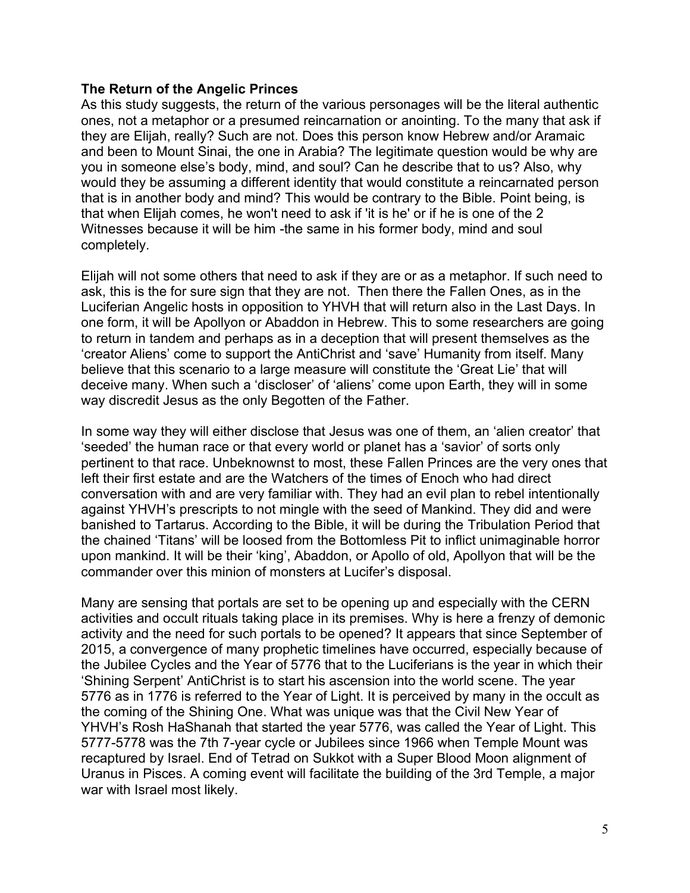**The Return of the Angelic Princes**

As this study suggests, the return of the various personages will be the literal authentic ones, not a metaphor or a presumed reincarnation or anointing. To the many that ask if they are Elijah, really? Such are not. Does this person know Hebrew and/or Aramaic and been to Mount Sinai, the one in Arabia? The legitimate question would be why are you in someone else's body, mind, and soul? Can he describe that to us? Also, why would they be assuming a different identity that would constitute a reincarnated person that is in another body and mind? This would be contrary to the Bible. Point being, is that when Elijah comes, he won't need to ask if 'it is he' or if he is one of the 2 Witnesses because it will be him -the same in his former body, mind and soul completely.

Elijah will not some others that need to ask if they are or as a metaphor. If such need to ask, this is the for sure sign that they are not. Then there the Fallen Ones, as in the Luciferian Angelic hosts in opposition to YHVH that will return also in the Last Days. In one form, it will be Apollyon or Abaddon in Hebrew. This to some researchers are going to return in tandem and perhaps as in a deception that will present themselves as the 'creator Aliens' come to support the AntiChrist and 'save' Humanity from itself. Many believe that this scenario to a large measure will constitute the 'Great Lie' that will deceive many. When such a 'discloser' of 'aliens' come upon Earth, they will in some way discredit Jesus as the only Begotten of the Father.

In some way they will either disclose that Jesus was one of them, an 'alien creator' that 'seeded' the human race or that every world or planet has a 'savior' of sorts only pertinent to that race. Unbeknownst to most, these Fallen Princes are the very ones that left their first estate and are the Watchers of the times of Enoch who had direct conversation with and are very familiar with. They had an evil plan to rebel intentionally against YHVH's prescripts to not mingle with the seed of Mankind. They did and were banished to Tartarus. According to the Bible, it will be during the Tribulation Period that the chained 'Titans' will be loosed from the Bottomless Pit to inflict unimaginable horror upon mankind. It will be their 'king', Abaddon, or Apollo of old, Apollyon that will be the commander over this minion of monsters at Lucifer's disposal.

Many are sensing that portals are set to be opening up and especially with the CERN activities and occult rituals taking place in its premises. Why is here a frenzy of demonic activity and the need for such portals to be opened? It appears that since September of 2015, a convergence of many prophetic timelines have occurred, especially because of the Jubilee Cycles and the Year of 5776 that to the Luciferians is the year in which their 'Shining Serpent' AntiChrist is to start his ascension into the world scene. The year 5776 as in 1776 is referred to the Year of Light. It is perceived by many in the occult as the coming of the Shining One. What was unique was that the Civil New Year of YHVH's Rosh HaShanah that started the year 5776, was called the Year of Light. This 5777-5778 was the 7th 7-year cycle or Jubilees since 1966 when Temple Mount was recaptured by Israel. End of Tetrad on Sukkot with a Super Blood Moon alignment of Uranus in Pisces. A coming event will facilitate the building of the 3rd Temple, a major war with Israel most likely.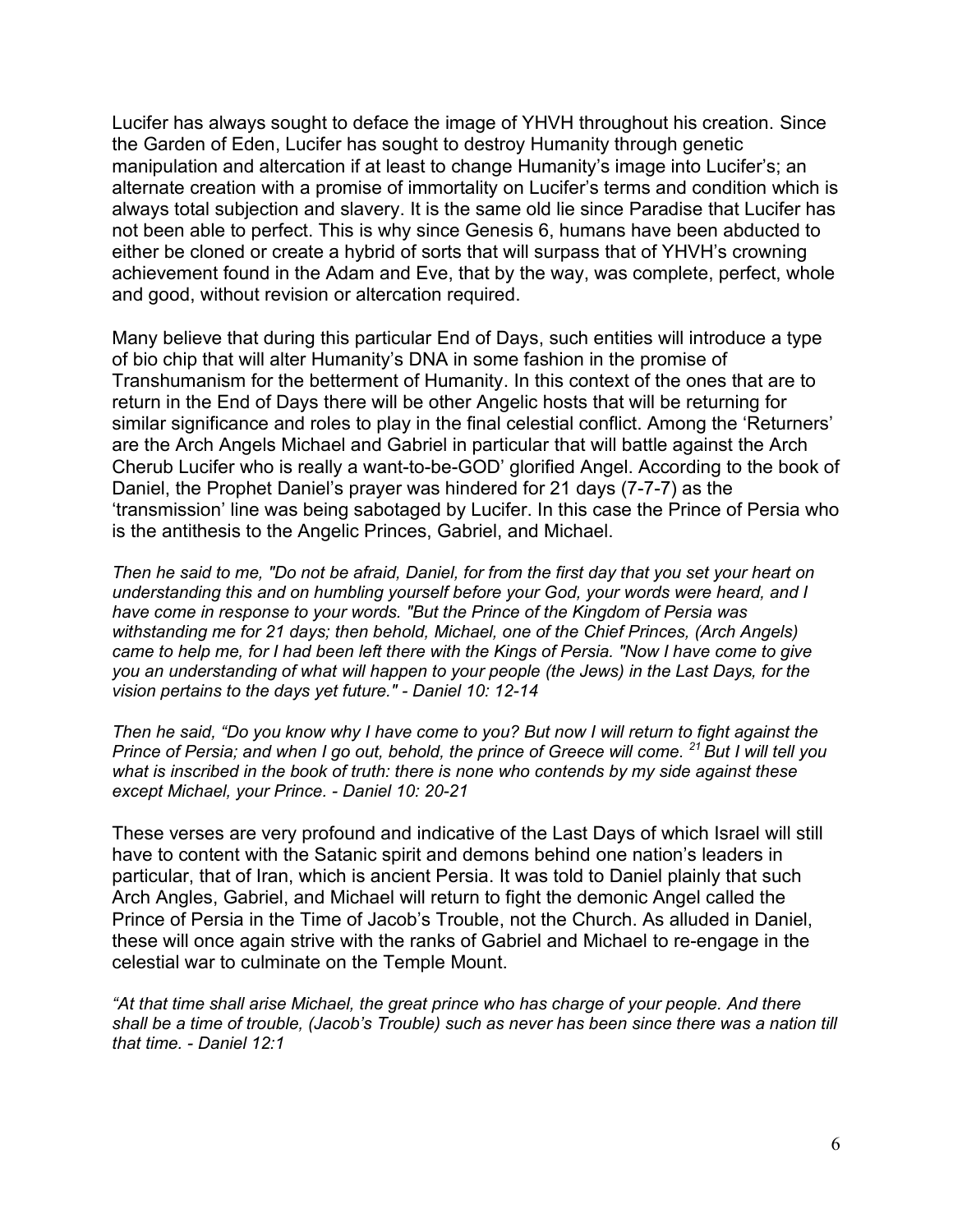Lucifer has always sought to deface the image of YHVH throughout his creation. Since the Garden of Eden, Lucifer has sought to destroy Humanity through genetic manipulation and altercation if at least to change Humanity's image into Lucifer's; an alternate creation with a promise of immortality on Lucifer's terms and condition which is always total subjection and slavery. It is the same old lie since Paradise that Lucifer has not been able to perfect. This is why since Genesis 6, humans have been abducted to either be cloned or create a hybrid of sorts that will surpass that of YHVH's crowning achievement found in the Adam and Eve, that by the way, was complete, perfect, whole and good, without revision or altercation required.

Many believe that during this particular End of Days, such entities will introduce a type of bio chip that will alter Humanity's DNA in some fashion in the promise of Transhumanism for the betterment of Humanity. In this context of the ones that are to return in the End of Days there will be other Angelic hosts that will be returning for similar significance and roles to play in the final celestial conflict. Among the 'Returners' are the Arch Angels Michael and Gabriel in particular that will battle against the Arch Cherub Lucifer who is really a want-to-be-GOD' glorified Angel. According to the book of Daniel, the Prophet Daniel's prayer was hindered for 21 days (7-7-7) as the 'transmission' line was being sabotaged by Lucifer. In this case the Prince of Persia who is the antithesis to the Angelic Princes, Gabriel, and Michael.

*Then he said to me, "Do not be afraid, Daniel, for from the first day that you set your heart on understanding this and on humbling yourself before your God, your words were heard, and I have come in response to your words. "But the Prince of the Kingdom of Persia was withstanding me for 21 days; then behold, Michael, one of the Chief Princes, (Arch Angels) came to help me, for I had been left there with the Kings of Persia. "Now I have come to give you an understanding of what will happen to your people (the Jews) in the Last Days, for the vision pertains to the days yet future." - Daniel 10: 12-14*

*Then he said, "Do you know why I have come to you? But now I will return to fight against the Prince of Persia; and when I go out, behold, the prince of Greece will come. [21] But I will tell you what is inscribed in the book of truth: there is none who contends by my side against these except Michael, your Prince. - Daniel 10: 20-21*

These verses are very profound and indicative of the Last Days of which Israel will still have to content with the Satanic spirit and demons behind one nation's leaders in particular, that of Iran, which is ancient Persia. It was told to Daniel plainly that such Arch Angles, Gabriel, and Michael will return to fight the demonic Angel called the Prince of Persia in the Time of Jacob's Trouble, not the Church. As alluded in Daniel, these will once again strive with the ranks of Gabriel and Michael to re-engage in the celestial war to culminate on the Temple Mount.

*"At that time shall arise Michael, the great prince who has charge of your people. And there shall be a time of trouble, (Jacob's Trouble) such as never has been since there was a nation till that time. - Daniel 12:1*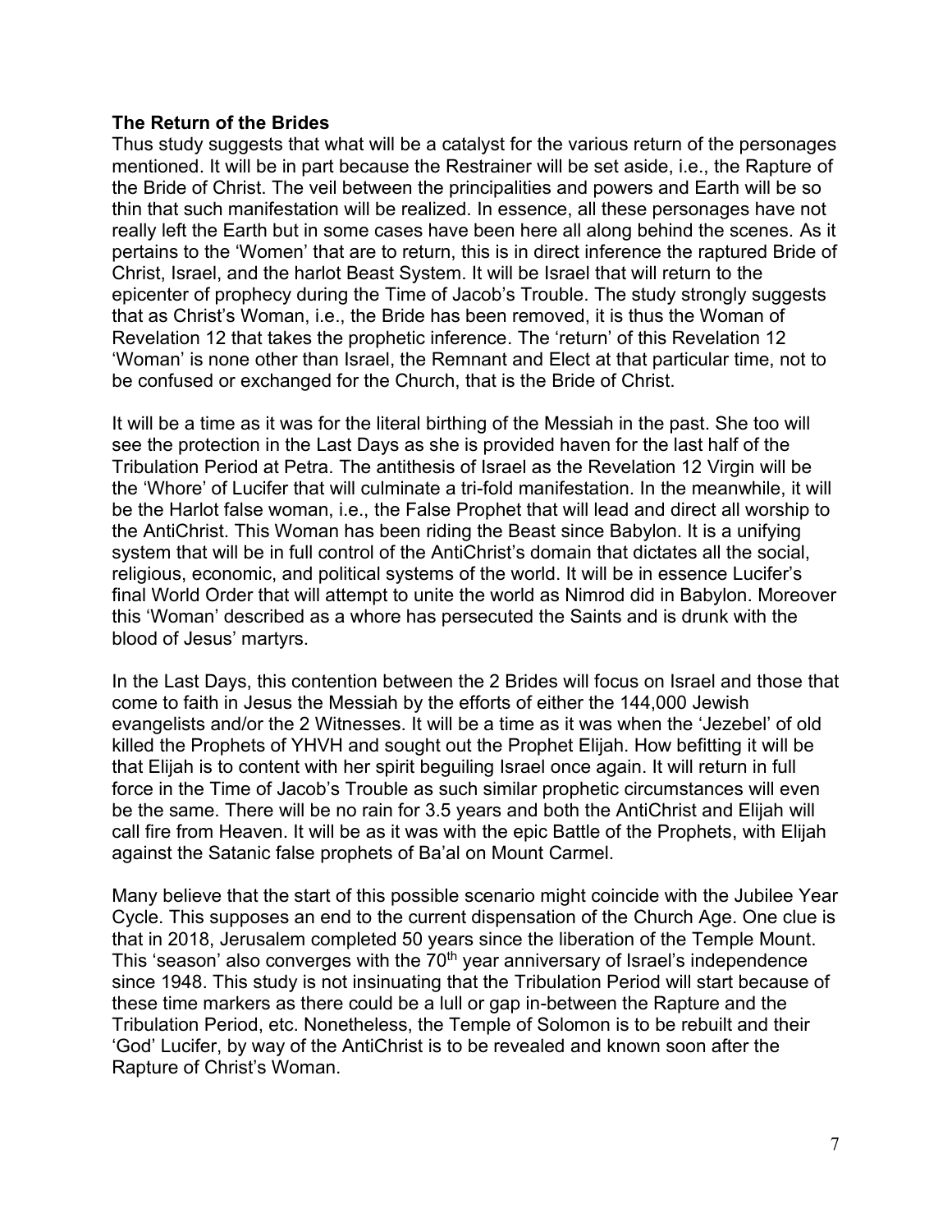**The Return of the Brides**

Thus study suggests that what will be a catalyst for the various return of the personages mentioned. It will be in part because the Restrainer will be set aside, i.e., the Rapture of the Bride of Christ. The veil between the principalities and powers and Earth will be so thin that such manifestation will be realized. In essence, all these personages have not really left the Earth but in some cases have been here all along behind the scenes. As it pertains to the 'Women' that are to return, this is in direct inference the raptured Bride of Christ, Israel, and the harlot Beast System. It will be Israel that will return to the epicenter of prophecy during the Time of Jacob's Trouble. The study strongly suggests that as Christ's Woman, i.e., the Bride has been removed, it is thus the Woman of Revelation 12 that takes the prophetic inference. The 'return' of this Revelation 12 'Woman' is none other than Israel, the Remnant and Elect at that particular time, not to be confused or exchanged for the Church, that is the Bride of Christ.

It will be a time as it was for the literal birthing of the Messiah in the past. She too will see the protection in the Last Days as she is provided haven for the last half of the Tribulation Period at Petra. The antithesis of Israel as the Revelation 12 Virgin will be the 'Whore' of Lucifer that will culminate a tri-fold manifestation. In the meanwhile, it will be the Harlot false woman, i.e., the False Prophet that will lead and direct all worship to the AntiChrist. This Woman has been riding the Beast since Babylon. It is a unifying system that will be in full control of the AntiChrist's domain that dictates all the social, religious, economic, and political systems of the world. It will be in essence Lucifer's final World Order that will attempt to unite the world as Nimrod did in Babylon. Moreover this 'Woman' described as a whore has persecuted the Saints and is drunk with the blood of Jesus' martyrs.

In the Last Days, this contention between the 2 Brides will focus on Israel and those that come to faith in Jesus the Messiah by the efforts of either the 144,000 Jewish evangelists and/or the 2 Witnesses. It will be a time as it was when the 'Jezebel' of old killed the Prophets of YHVH and sought out the Prophet Elijah. How befitting it will be that Elijah is to content with her spirit beguiling Israel once again. It will return in full force in the Time of Jacob's Trouble as such similar prophetic circumstances will even be the same. There will be no rain for 3.5 years and both the AntiChrist and Elijah will call fire from Heaven. It will be as it was with the epic Battle of the Prophets, with Elijah against the Satanic false prophets of Ba'al on Mount Carmel.

Many believe that the start of this possible scenario might coincide with the Jubilee Year Cycle. This supposes an end to the current dispensation of the Church Age. One clue is that in 2018, Jerusalem completed 50 years since the liberation of the Temple Mount. This 'season' also converges with the 70th year anniversary of Israel's independence since 1948. This study is not insinuating that the Tribulation Period will start because of these time markers as there could be a lull or gap in-between the Rapture and the Tribulation Period, etc. Nonetheless, the Temple of Solomon is to be rebuilt and their 'God' Lucifer, by way of the AntiChrist is to be revealed and known soon after the Rapture of Christ's Woman.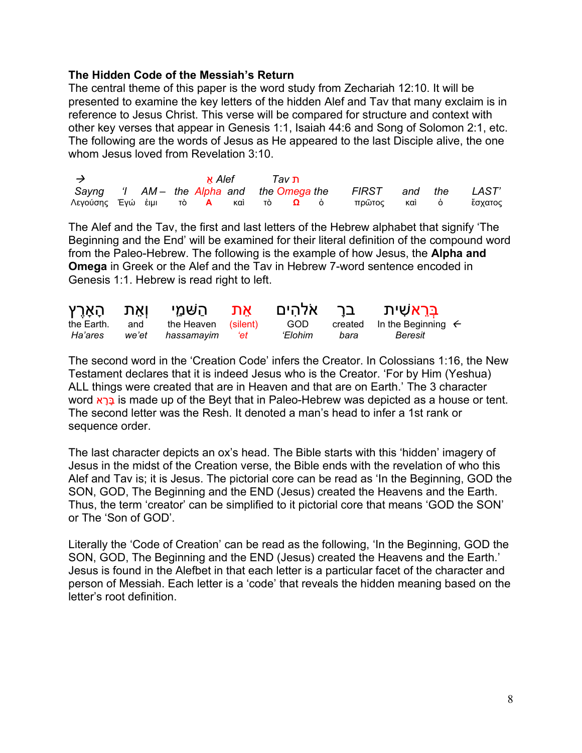**The Hidden Code of the Messiah's Return**

The central theme of this paper is the word study from Zechariah 12:10. It will be presented to examine the key letters of the hidden Alef and Tav that many exclaim is in reference to Jesus Christ. This verse will be compared for structure and context with other key verses that appear in Genesis 1:1, Isaiah 44:6 and Song of Solomon 2:1, etc. The following are the words of Jesus as He appeared to the last Disciple alive, the one whom Jesus loved from Revelation 3:10.

| → | | | | אֶ Alef | | | Tav ת | | | | | |
|---|---|---|---|---|---|---|---|---|---|---|---|---|
| *Sayng* | *'I* | *AM –* | *the* | *Alpha* | *and* | *the* | *Omega* | *the* | *FIRST* | *and* | *the* | *LAST'* |
| Λεγούσης | Ἐγώ | ἐιμι | τὸ | **A** | καὶ | τὸ | **Ω** | ὁ | πρῶτος | καὶ | ὁ | ἔσχατος |

The Alef and the Tav, the first and last letters of the Hebrew alphabet that signify 'The Beginning and the End' will be examined for their literal definition of the compound word from the Paleo-Hebrew. The following is the example of how Jesus, the **Alpha and Omega** in Greek or the Alef and the Tav in Hebrew 7-word sentence encoded in Genesis 1:1. Hebrew is read right to left.

| הָאָרֶץ | וְאֵת | הַשָּׁמַיִ | אֵת | אלֹהִים | בּרָ | בְּרֵאשִׁית |
|---|---|---|---|---|---|---|
| the Earth. | and | the Heaven | (silent) | GOD | created | In the Beginning ← |
| *Ha'ares* | *we'et* | *hassamayim* | *'et* | *'Elohim* | *bara* | *Beresit* |

The second word in the 'Creation Code' infers the Creator. In Colossians 1:16, the New Testament declares that it is indeed Jesus who is the Creator. 'For by Him (Yeshua) ALL things were created that are in Heaven and that are on Earth.' The 3 character word בָּרָא is made up of the Beyt that in Paleo-Hebrew was depicted as a house or tent. The second letter was the Resh. It denoted a man's head to infer a 1st rank or sequence order.

The last character depicts an ox's head. The Bible starts with this 'hidden' imagery of Jesus in the midst of the Creation verse, the Bible ends with the revelation of who this Alef and Tav is; it is Jesus. The pictorial core can be read as 'In the Beginning, GOD the SON, GOD, The Beginning and the END (Jesus) created the Heavens and the Earth. Thus, the term 'creator' can be simplified to it pictorial core that means 'GOD the SON' or The 'Son of GOD'.

Literally the 'Code of Creation' can be read as the following, 'In the Beginning, GOD the SON, GOD, The Beginning and the END (Jesus) created the Heavens and the Earth.' Jesus is found in the Alefbet in that each letter is a particular facet of the character and person of Messiah. Each letter is a 'code' that reveals the hidden meaning based on the letter's root definition.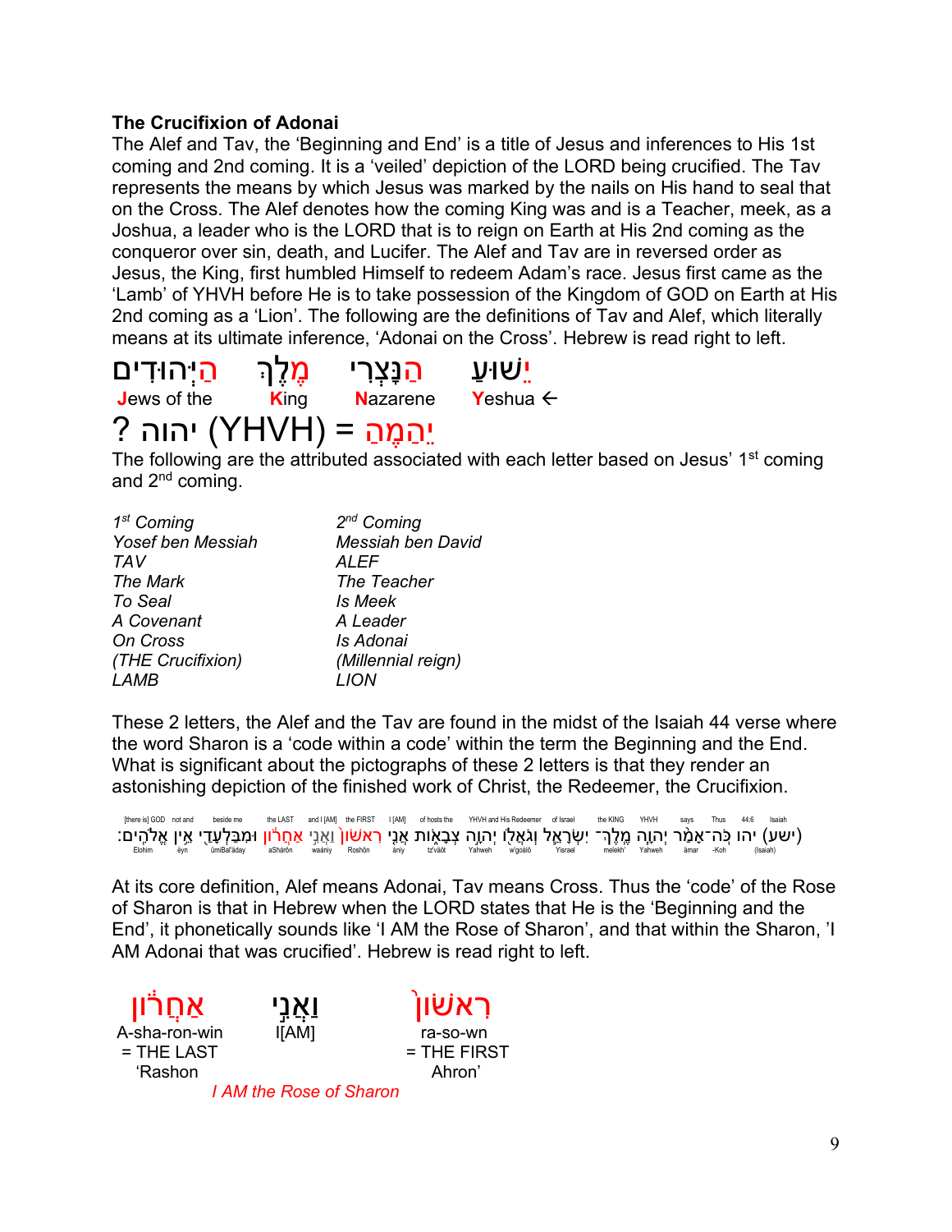**The Crucifixion of Adonai**

The Alef and Tav, the 'Beginning and End' is a title of Jesus and inferences to His 1st coming and 2nd coming. It is a 'veiled' depiction of the LORD being crucified. The Tav represents the means by which Jesus was marked by the nails on His hand to seal that on the Cross. The Alef denotes how the coming King was and is a Teacher, meek, as a Joshua, a leader who is the LORD that is to reign on Earth at His 2nd coming as the conqueror over sin, death, and Lucifer. The Alef and Tav are in reversed order as Jesus, the King, first humbled Himself to redeem Adam's race. Jesus first came as the 'Lamb' of YHVH before He is to take possession of the Kingdom of GOD on Earth at His 2nd coming as a 'Lion'. The following are the definitions of Tav and Alef, which literally means at its ultimate inference, 'Adonai on the Cross'. Hebrew is read right to left.

| הַיְּהוּדִים | מֶלֶךְ | הַנָּצְרִי | יֵשׁוּעַ |
|---|---|---|---|
| Jews of the | King | Nazarene | Yeshua ← |

? יהוה (YHVH) = יֵהַמֶּה

The following are the attributed associated with each letter based on Jesus' 1st coming and 2nd coming.

| *1st Coming* | *2nd Coming* |
|---|---|
| *Yosef ben Messiah* | *Messiah ben David* |
| *TAV* | *ALEF* |
| *The Mark* | *The Teacher* |
| *To Seal* | *Is Meek* |
| *A Covenant* | *A Leader* |
| *On Cross* | *Is Adonai* |
| *(THE Crucifixion)* | *(Millennial reign)* |
| *LAMB* | *LION* |

These 2 letters, the Alef and the Tav are found in the midst of the Isaiah 44 verse where the word Sharon is a 'code within a code' within the term the Beginning and the End. What is significant about the pictographs of these 2 letters is that they render an astonishing depiction of the finished work of Christ, the Redeemer, the Crucifixion.

(ישׁע) יהו כֹּה־אָמַר יְהוָה מֶלֶךְ־ יִשְׂרָאֵל וְגֹאֲלוֹ יְהוָה צְבָאוֹת אֲנִי רִאשׁוֹן וַאֲנִי אַחֲרוֹן וּמִבַּלְעָדַי אֵין אֱלֹהִים׃

(Isaiah) 44:6 Thus says YHVH the KING of Israel YHVH and His Redeemer of hosts the I [AM] the FIRST and I [AM] the LAST beside me not and [there is] GOD

At its core definition, Alef means Adonai, Tav means Cross. Thus the 'code' of the Rose of Sharon is that in Hebrew when the LORD states that He is the 'Beginning and the End', it phonetically sounds like 'I AM the Rose of Sharon', and that within the Sharon, 'I AM Adonai that was crucified'. Hebrew is read right to left.

| אַחֲרוֹן | וַאֲנִי | רִאשׁוֹן |
|---|---|---|
| A-sha-ron-win = THE LAST 'Rashon | I[AM] | ra-so-wn = THE FIRST Ahron' |

*I AM the Rose of Sharon*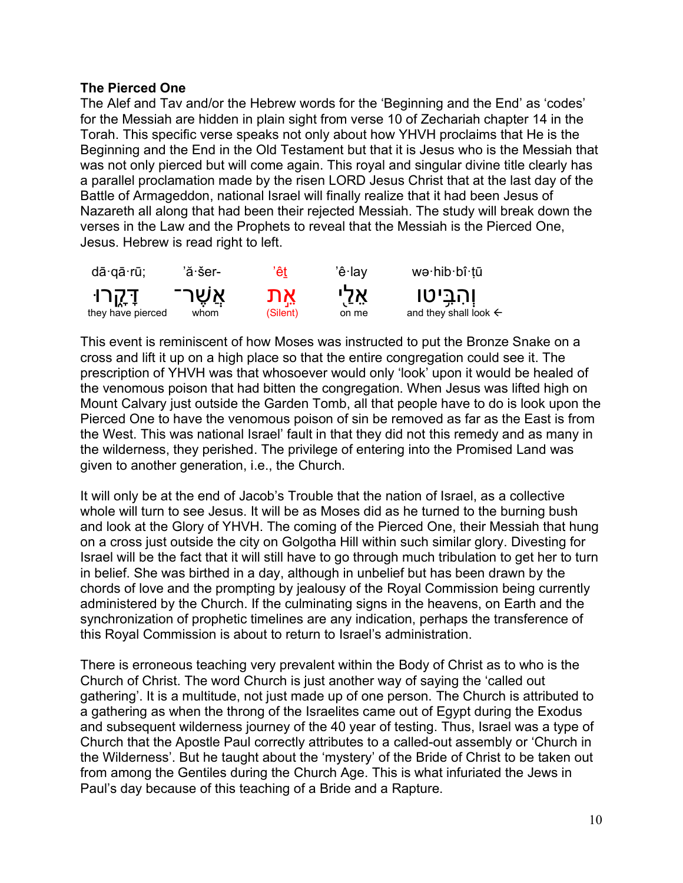**The Pierced One**

The Alef and Tav and/or the Hebrew words for the 'Beginning and the End' as 'codes' for the Messiah are hidden in plain sight from verse 10 of Zechariah chapter 14 in the Torah. This specific verse speaks not only about how YHVH proclaims that He is the Beginning and the End in the Old Testament but that it is Jesus who is the Messiah that was not only pierced but will come again. This royal and singular divine title clearly has a parallel proclamation made by the risen LORD Jesus Christ that at the last day of the Battle of Armageddon, national Israel will finally realize that it had been Jesus of Nazareth all along that had been their rejected Messiah. The study will break down the verses in the Law and the Prophets to reveal that the Messiah is the Pierced One, Jesus. Hebrew is read right to left.

| dā·qā·rū; | 'ă·šer- | 'êṯ | 'ê·lay | wə·hib·bî·ṭū |
|---|---|---|---|---|
| דָּקָ֑רוּ | אֲשֶׁר־ | אֵ֣ת | אֵלַ֖י | וְהִבִּ֥יטוּ |
| they have pierced | whom | (Silent) | on me | and they shall look ← |

This event is reminiscent of how Moses was instructed to put the Bronze Snake on a cross and lift it up on a high place so that the entire congregation could see it. The prescription of YHVH was that whosoever would only 'look' upon it would be healed of the venomous poison that had bitten the congregation. When Jesus was lifted high on Mount Calvary just outside the Garden Tomb, all that people have to do is look upon the Pierced One to have the venomous poison of sin be removed as far as the East is from the West. This was national Israel' fault in that they did not this remedy and as many in the wilderness, they perished. The privilege of entering into the Promised Land was given to another generation, i.e., the Church.

It will only be at the end of Jacob's Trouble that the nation of Israel, as a collective whole will turn to see Jesus. It will be as Moses did as he turned to the burning bush and look at the Glory of YHVH. The coming of the Pierced One, their Messiah that hung on a cross just outside the city on Golgotha Hill within such similar glory. Divesting for Israel will be the fact that it will still have to go through much tribulation to get her to turn in belief. She was birthed in a day, although in unbelief but has been drawn by the chords of love and the prompting by jealousy of the Royal Commission being currently administered by the Church. If the culminating signs in the heavens, on Earth and the synchronization of prophetic timelines are any indication, perhaps the transference of this Royal Commission is about to return to Israel's administration.

There is erroneous teaching very prevalent within the Body of Christ as to who is the Church of Christ. The word Church is just another way of saying the 'called out gathering'. It is a multitude, not just made up of one person. The Church is attributed to a gathering as when the throng of the Israelites came out of Egypt during the Exodus and subsequent wilderness journey of the 40 year of testing. Thus, Israel was a type of Church that the Apostle Paul correctly attributes to a called-out assembly or 'Church in the Wilderness'. But he taught about the 'mystery' of the Bride of Christ to be taken out from among the Gentiles during the Church Age. This is what infuriated the Jews in Paul's day because of this teaching of a Bride and a Rapture.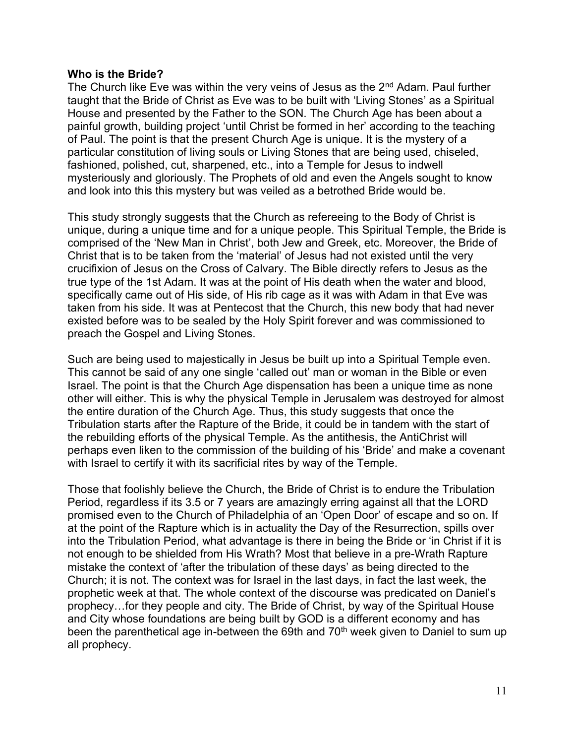**Who is the Bride?**

The Church like Eve was within the very veins of Jesus as the 2nd Adam. Paul further taught that the Bride of Christ as Eve was to be built with 'Living Stones' as a Spiritual House and presented by the Father to the SON. The Church Age has been about a painful growth, building project 'until Christ be formed in her' according to the teaching of Paul. The point is that the present Church Age is unique. It is the mystery of a particular constitution of living souls or Living Stones that are being used, chiseled, fashioned, polished, cut, sharpened, etc., into a Temple for Jesus to indwell mysteriously and gloriously. The Prophets of old and even the Angels sought to know and look into this this mystery but was veiled as a betrothed Bride would be.

This study strongly suggests that the Church as refereeing to the Body of Christ is unique, during a unique time and for a unique people. This Spiritual Temple, the Bride is comprised of the 'New Man in Christ', both Jew and Greek, etc. Moreover, the Bride of Christ that is to be taken from the 'material' of Jesus had not existed until the very crucifixion of Jesus on the Cross of Calvary. The Bible directly refers to Jesus as the true type of the 1st Adam. It was at the point of His death when the water and blood, specifically came out of His side, of His rib cage as it was with Adam in that Eve was taken from his side. It was at Pentecost that the Church, this new body that had never existed before was to be sealed by the Holy Spirit forever and was commissioned to preach the Gospel and Living Stones.

Such are being used to majestically in Jesus be built up into a Spiritual Temple even. This cannot be said of any one single 'called out' man or woman in the Bible or even Israel. The point is that the Church Age dispensation has been a unique time as none other will either. This is why the physical Temple in Jerusalem was destroyed for almost the entire duration of the Church Age. Thus, this study suggests that once the Tribulation starts after the Rapture of the Bride, it could be in tandem with the start of the rebuilding efforts of the physical Temple. As the antithesis, the AntiChrist will perhaps even liken to the commission of the building of his 'Bride' and make a covenant with Israel to certify it with its sacrificial rites by way of the Temple.

Those that foolishly believe the Church, the Bride of Christ is to endure the Tribulation Period, regardless if its 3.5 or 7 years are amazingly erring against all that the LORD promised even to the Church of Philadelphia of an 'Open Door' of escape and so on. If at the point of the Rapture which is in actuality the Day of the Resurrection, spills over into the Tribulation Period, what advantage is there in being the Bride or 'in Christ if it is not enough to be shielded from His Wrath? Most that believe in a pre-Wrath Rapture mistake the context of 'after the tribulation of these days' as being directed to the Church; it is not. The context was for Israel in the last days, in fact the last week, the prophetic week at that. The whole context of the discourse was predicated on Daniel's prophecy…for they people and city. The Bride of Christ, by way of the Spiritual House and City whose foundations are being built by GOD is a different economy and has been the parenthetical age in-between the 69th and 70th week given to Daniel to sum up all prophecy.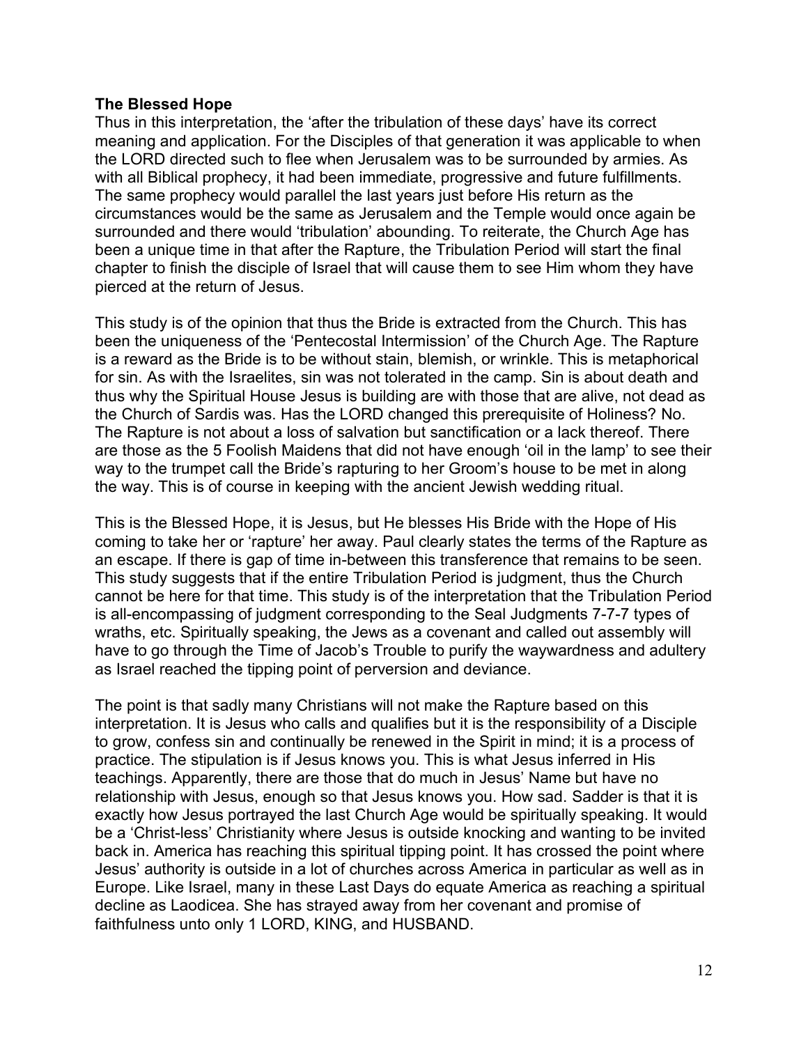**The Blessed Hope**

Thus in this interpretation, the 'after the tribulation of these days' have its correct meaning and application. For the Disciples of that generation it was applicable to when the LORD directed such to flee when Jerusalem was to be surrounded by armies. As with all Biblical prophecy, it had been immediate, progressive and future fulfillments. The same prophecy would parallel the last years just before His return as the circumstances would be the same as Jerusalem and the Temple would once again be surrounded and there would 'tribulation' abounding. To reiterate, the Church Age has been a unique time in that after the Rapture, the Tribulation Period will start the final chapter to finish the disciple of Israel that will cause them to see Him whom they have pierced at the return of Jesus.

This study is of the opinion that thus the Bride is extracted from the Church. This has been the uniqueness of the 'Pentecostal Intermission' of the Church Age. The Rapture is a reward as the Bride is to be without stain, blemish, or wrinkle. This is metaphorical for sin. As with the Israelites, sin was not tolerated in the camp. Sin is about death and thus why the Spiritual House Jesus is building are with those that are alive, not dead as the Church of Sardis was. Has the LORD changed this prerequisite of Holiness? No. The Rapture is not about a loss of salvation but sanctification or a lack thereof. There are those as the 5 Foolish Maidens that did not have enough 'oil in the lamp' to see their way to the trumpet call the Bride's rapturing to her Groom's house to be met in along the way. This is of course in keeping with the ancient Jewish wedding ritual.

This is the Blessed Hope, it is Jesus, but He blesses His Bride with the Hope of His coming to take her or 'rapture' her away. Paul clearly states the terms of the Rapture as an escape. If there is gap of time in-between this transference that remains to be seen. This study suggests that if the entire Tribulation Period is judgment, thus the Church cannot be here for that time. This study is of the interpretation that the Tribulation Period is all-encompassing of judgment corresponding to the Seal Judgments 7-7-7 types of wraths, etc. Spiritually speaking, the Jews as a covenant and called out assembly will have to go through the Time of Jacob's Trouble to purify the waywardness and adultery as Israel reached the tipping point of perversion and deviance.

The point is that sadly many Christians will not make the Rapture based on this interpretation. It is Jesus who calls and qualifies but it is the responsibility of a Disciple to grow, confess sin and continually be renewed in the Spirit in mind; it is a process of practice. The stipulation is if Jesus knows you. This is what Jesus inferred in His teachings. Apparently, there are those that do much in Jesus' Name but have no relationship with Jesus, enough so that Jesus knows you. How sad. Sadder is that it is exactly how Jesus portrayed the last Church Age would be spiritually speaking. It would be a 'Christ-less' Christianity where Jesus is outside knocking and wanting to be invited back in. America has reaching this spiritual tipping point. It has crossed the point where Jesus' authority is outside in a lot of churches across America in particular as well as in Europe. Like Israel, many in these Last Days do equate America as reaching a spiritual decline as Laodicea. She has strayed away from her covenant and promise of faithfulness unto only 1 LORD, KING, and HUSBAND.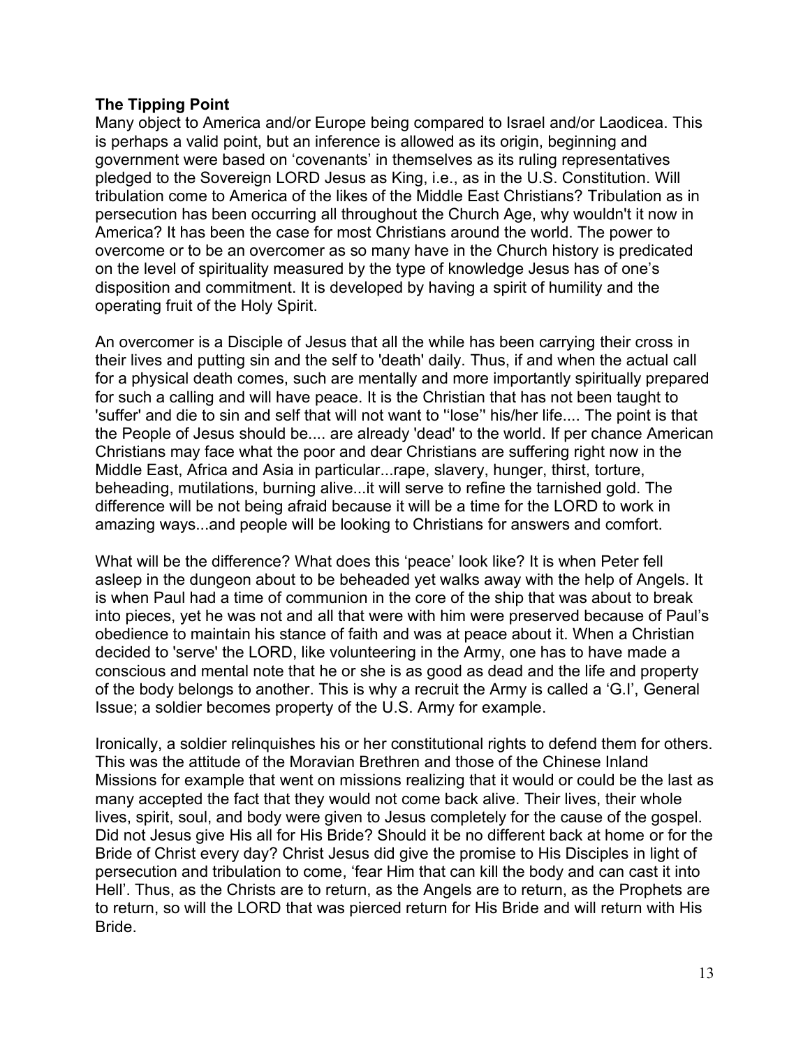**The Tipping Point**

Many object to America and/or Europe being compared to Israel and/or Laodicea. This is perhaps a valid point, but an inference is allowed as its origin, beginning and government were based on 'covenants' in themselves as its ruling representatives pledged to the Sovereign LORD Jesus as King, i.e., as in the U.S. Constitution. Will tribulation come to America of the likes of the Middle East Christians? Tribulation as in persecution has been occurring all throughout the Church Age, why wouldn't it now in America? It has been the case for most Christians around the world. The power to overcome or to be an overcomer as so many have in the Church history is predicated on the level of spirituality measured by the type of knowledge Jesus has of one's disposition and commitment. It is developed by having a spirit of humility and the operating fruit of the Holy Spirit.

An overcomer is a Disciple of Jesus that all the while has been carrying their cross in their lives and putting sin and the self to 'death' daily. Thus, if and when the actual call for a physical death comes, such are mentally and more importantly spiritually prepared for such a calling and will have peace. It is the Christian that has not been taught to 'suffer' and die to sin and self that will not want to ''lose'' his/her life.... The point is that the People of Jesus should be.... are already 'dead' to the world. If per chance American Christians may face what the poor and dear Christians are suffering right now in the Middle East, Africa and Asia in particular...rape, slavery, hunger, thirst, torture, beheading, mutilations, burning alive...it will serve to refine the tarnished gold. The difference will be not being afraid because it will be a time for the LORD to work in amazing ways...and people will be looking to Christians for answers and comfort.

What will be the difference? What does this 'peace' look like? It is when Peter fell asleep in the dungeon about to be beheaded yet walks away with the help of Angels. It is when Paul had a time of communion in the core of the ship that was about to break into pieces, yet he was not and all that were with him were preserved because of Paul's obedience to maintain his stance of faith and was at peace about it. When a Christian decided to 'serve' the LORD, like volunteering in the Army, one has to have made a conscious and mental note that he or she is as good as dead and the life and property of the body belongs to another. This is why a recruit the Army is called a 'G.I', General Issue; a soldier becomes property of the U.S. Army for example.

Ironically, a soldier relinquishes his or her constitutional rights to defend them for others. This was the attitude of the Moravian Brethren and those of the Chinese Inland Missions for example that went on missions realizing that it would or could be the last as many accepted the fact that they would not come back alive. Their lives, their whole lives, spirit, soul, and body were given to Jesus completely for the cause of the gospel. Did not Jesus give His all for His Bride? Should it be no different back at home or for the Bride of Christ every day? Christ Jesus did give the promise to His Disciples in light of persecution and tribulation to come, 'fear Him that can kill the body and can cast it into Hell'. Thus, as the Christs are to return, as the Angels are to return, as the Prophets are to return, so will the LORD that was pierced return for His Bride and will return with His Bride.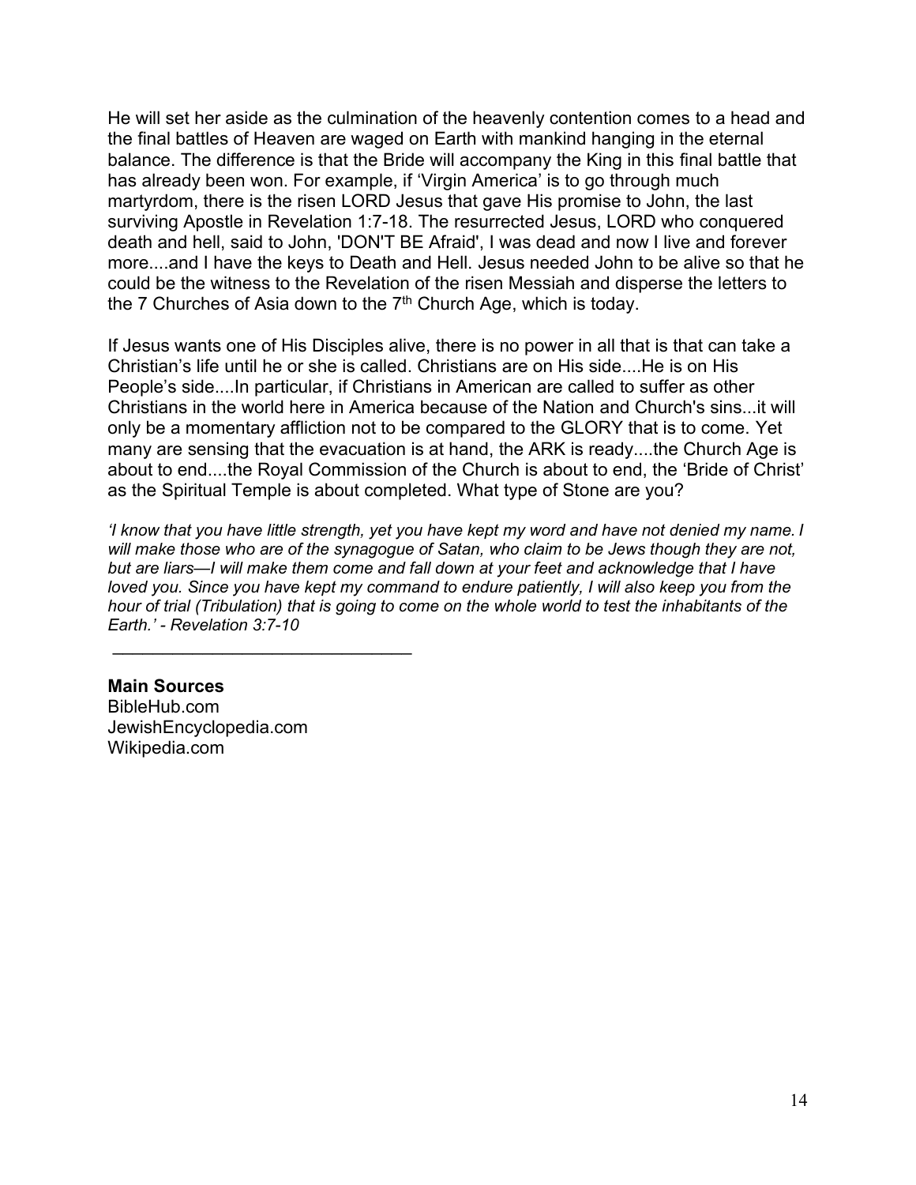He will set her aside as the culmination of the heavenly contention comes to a head and the final battles of Heaven are waged on Earth with mankind hanging in the eternal balance. The difference is that the Bride will accompany the King in this final battle that has already been won. For example, if ‘Virgin America’ is to go through much martyrdom, there is the risen LORD Jesus that gave His promise to John, the last surviving Apostle in Revelation 1:7-18. The resurrected Jesus, LORD who conquered death and hell, said to John, 'DON'T BE Afraid', I was dead and now I live and forever more....and I have the keys to Death and Hell. Jesus needed John to be alive so that he could be the witness to the Revelation of the risen Messiah and disperse the letters to the 7 Churches of Asia down to the 7th Church Age, which is today.

If Jesus wants one of His Disciples alive, there is no power in all that is that can take a Christian’s life until he or she is called. Christians are on His side....He is on His People’s side....In particular, if Christians in American are called to suffer as other Christians in the world here in America because of the Nation and Church's sins...it will only be a momentary affliction not to be compared to the GLORY that is to come. Yet many are sensing that the evacuation is at hand, the ARK is ready....the Church Age is about to end....the Royal Commission of the Church is about to end, the ‘Bride of Christ’ as the Spiritual Temple is about completed. What type of Stone are you?

*‘I know that you have little strength, yet you have kept my word and have not denied my name. I will make those who are of the synagogue of Satan, who claim to be Jews though they are not, but are liars—I will make them come and fall down at your feet and acknowledge that I have loved you. Since you have kept my command to endure patiently, I will also keep you from the hour of trial (Tribulation) that is going to come on the whole world to test the inhabitants of the Earth.’ - Revelation 3:7-10*

---

**Main Sources**
BibleHub.com
JewishEncyclopedia.com
Wikipedia.com